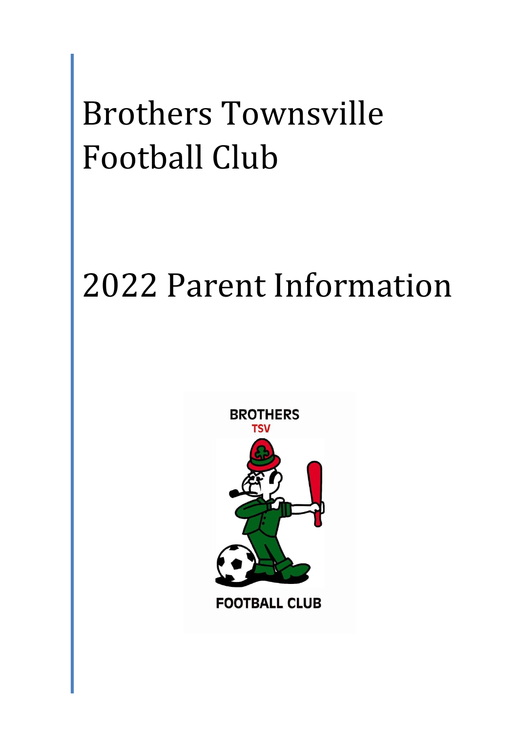# Brothers Townsville Football Club

# 2022 Parent Information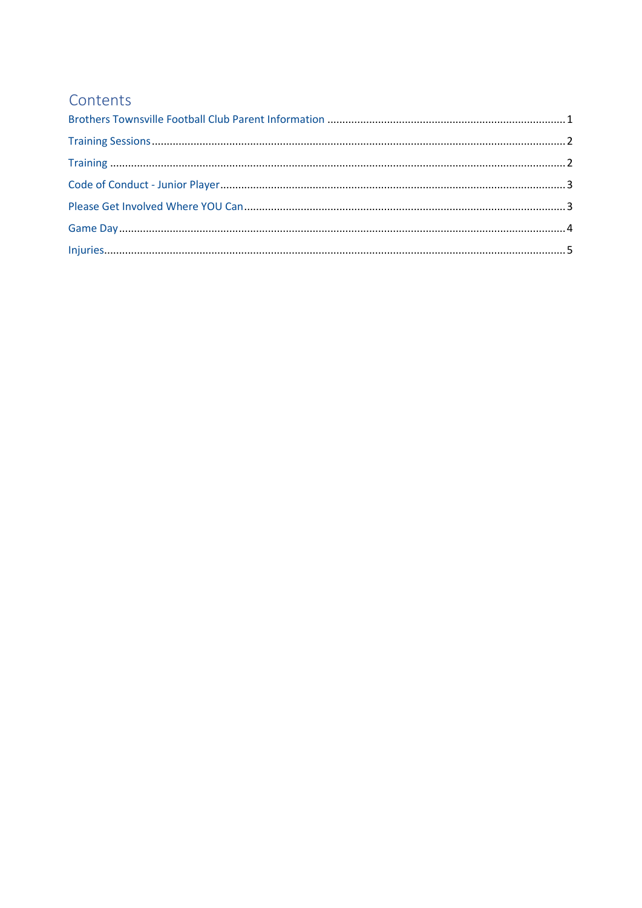## Contents

Brothers Townsville Football Club Parent Information ........................................ 1

Training Sessions ........................................ 2

Training ........................................ 2

Code of Conduct - Junior Player ........................................ 3

Please Get Involved Where YOU Can ........................................ 3

Game Day ........................................ 4

Injuries ........................................ 5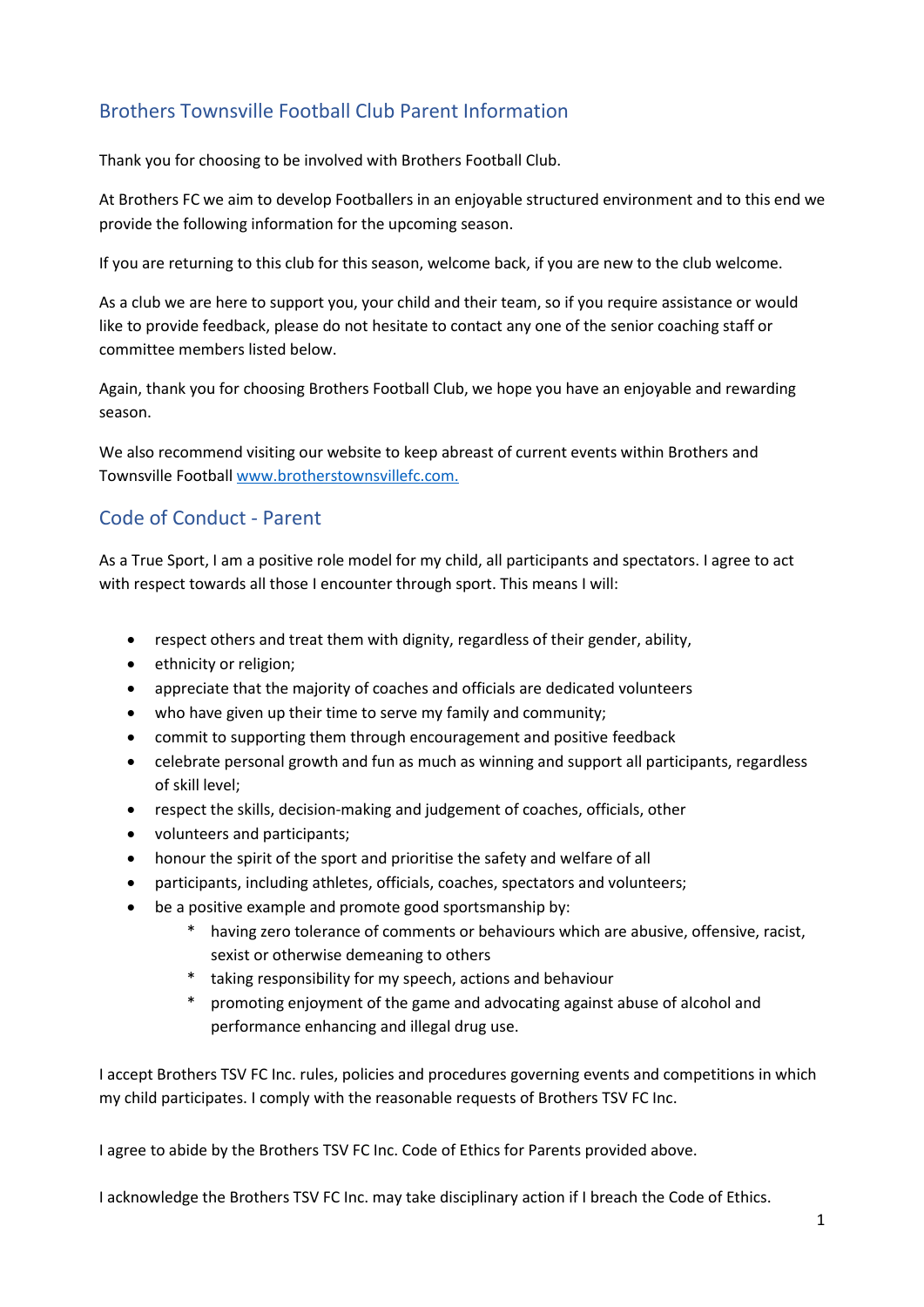## Brothers Townsville Football Club Parent Information

Thank you for choosing to be involved with Brothers Football Club.

At Brothers FC we aim to develop Footballers in an enjoyable structured environment and to this end we provide the following information for the upcoming season.

If you are returning to this club for this season, welcome back, if you are new to the club welcome.

As a club we are here to support you, your child and their team, so if you require assistance or would like to provide feedback, please do not hesitate to contact any one of the senior coaching staff or committee members listed below.

Again, thank you for choosing Brothers Football Club, we hope you have an enjoyable and rewarding season.

We also recommend visiting our website to keep abreast of current events within Brothers and Townsville Football [www.brotherstownsvillefc.com.](http://www.brotherstownsvillefc.com)

## Code of Conduct - Parent

As a True Sport, I am a positive role model for my child, all participants and spectators. I agree to act with respect towards all those I encounter through sport. This means I will:

- respect others and treat them with dignity, regardless of their gender, ability,
- ethnicity or religion;
- appreciate that the majority of coaches and officials are dedicated volunteers
- who have given up their time to serve my family and community;
- commit to supporting them through encouragement and positive feedback
- celebrate personal growth and fun as much as winning and support all participants, regardless of skill level;
- respect the skills, decision-making and judgement of coaches, officials, other
- volunteers and participants;
- honour the spirit of the sport and prioritise the safety and welfare of all
- participants, including athletes, officials, coaches, spectators and volunteers;
- be a positive example and promote good sportsmanship by:
    - having zero tolerance of comments or behaviours which are abusive, offensive, racist, sexist or otherwise demeaning to others
    - taking responsibility for my speech, actions and behaviour
    - promoting enjoyment of the game and advocating against abuse of alcohol and performance enhancing and illegal drug use.

I accept Brothers TSV FC Inc. rules, policies and procedures governing events and competitions in which my child participates. I comply with the reasonable requests of Brothers TSV FC Inc.

I agree to abide by the Brothers TSV FC Inc. Code of Ethics for Parents provided above.

I acknowledge the Brothers TSV FC Inc. may take disciplinary action if I breach the Code of Ethics.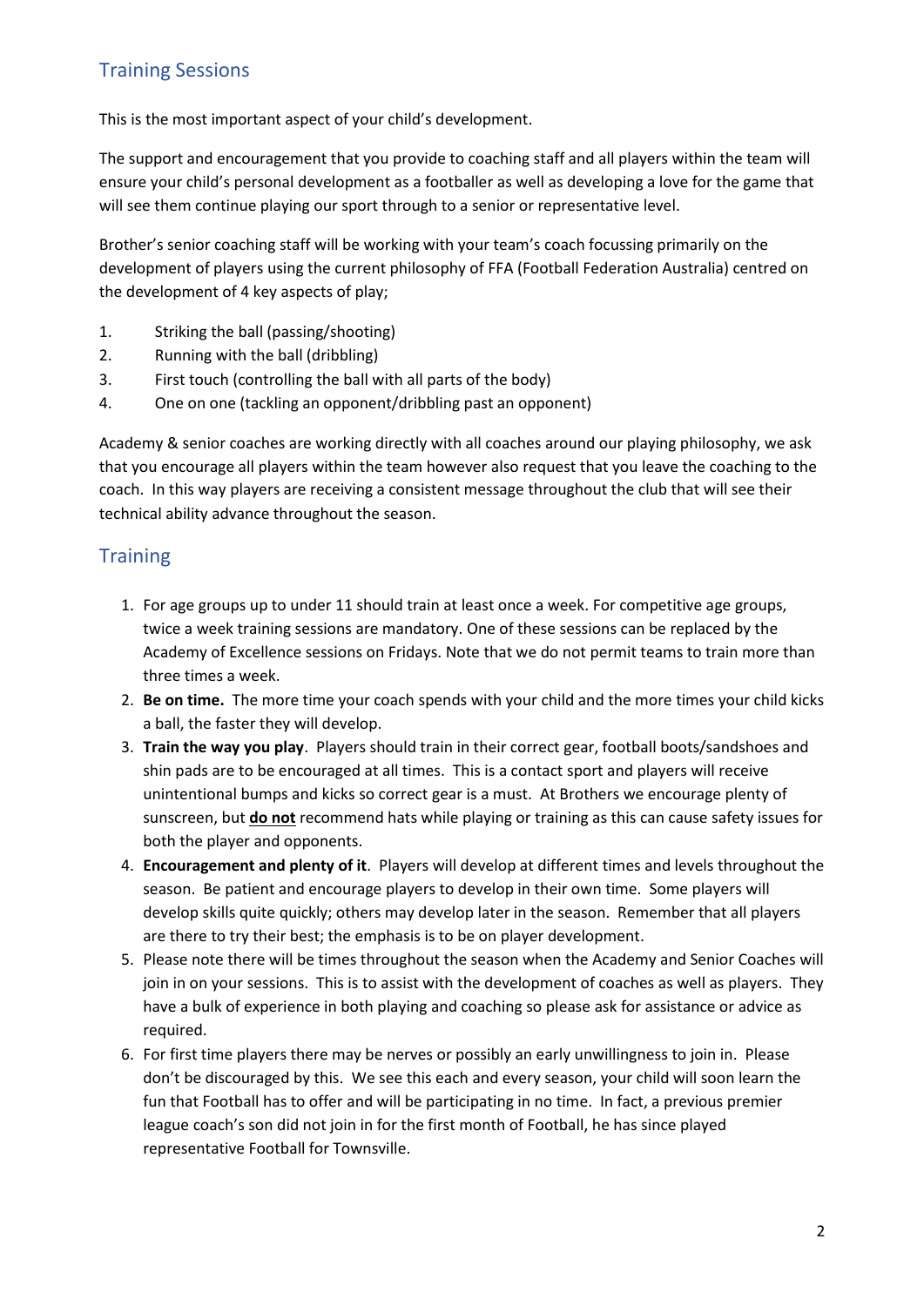## Training Sessions

This is the most important aspect of your child's development.

The support and encouragement that you provide to coaching staff and all players within the team will ensure your child's personal development as a footballer as well as developing a love for the game that will see them continue playing our sport through to a senior or representative level.

Brother's senior coaching staff will be working with your team's coach focussing primarily on the development of players using the current philosophy of FFA (Football Federation Australia) centred on the development of 4 key aspects of play;

1. Striking the ball (passing/shooting)
2. Running with the ball (dribbling)
3. First touch (controlling the ball with all parts of the body)
4. One on one (tackling an opponent/dribbling past an opponent)

Academy & senior coaches are working directly with all coaches around our playing philosophy, we ask that you encourage all players within the team however also request that you leave the coaching to the coach. In this way players are receiving a consistent message throughout the club that will see their technical ability advance throughout the season.

## Training

1. For age groups up to under 11 should train at least once a week. For competitive age groups, twice a week training sessions are mandatory. One of these sessions can be replaced by the Academy of Excellence sessions on Fridays. Note that we do not permit teams to train more than three times a week.
2. **Be on time.** The more time your coach spends with your child and the more times your child kicks a ball, the faster they will develop.
3. **Train the way you play**. Players should train in their correct gear, football boots/sandshoes and shin pads are to be encouraged at all times. This is a contact sport and players will receive unintentional bumps and kicks so correct gear is a must. At Brothers we encourage plenty of sunscreen, but **<u>do not</u>** recommend hats while playing or training as this can cause safety issues for both the player and opponents.
4. **Encouragement and plenty of it**. Players will develop at different times and levels throughout the season. Be patient and encourage players to develop in their own time. Some players will develop skills quite quickly; others may develop later in the season. Remember that all players are there to try their best; the emphasis is to be on player development.
5. Please note there will be times throughout the season when the Academy and Senior Coaches will join in on your sessions. This is to assist with the development of coaches as well as players. They have a bulk of experience in both playing and coaching so please ask for assistance or advice as required.
6. For first time players there may be nerves or possibly an early unwillingness to join in. Please don't be discouraged by this. We see this each and every season, your child will soon learn the fun that Football has to offer and will be participating in no time. In fact, a previous premier league coach's son did not join in for the first month of Football, he has since played representative Football for Townsville.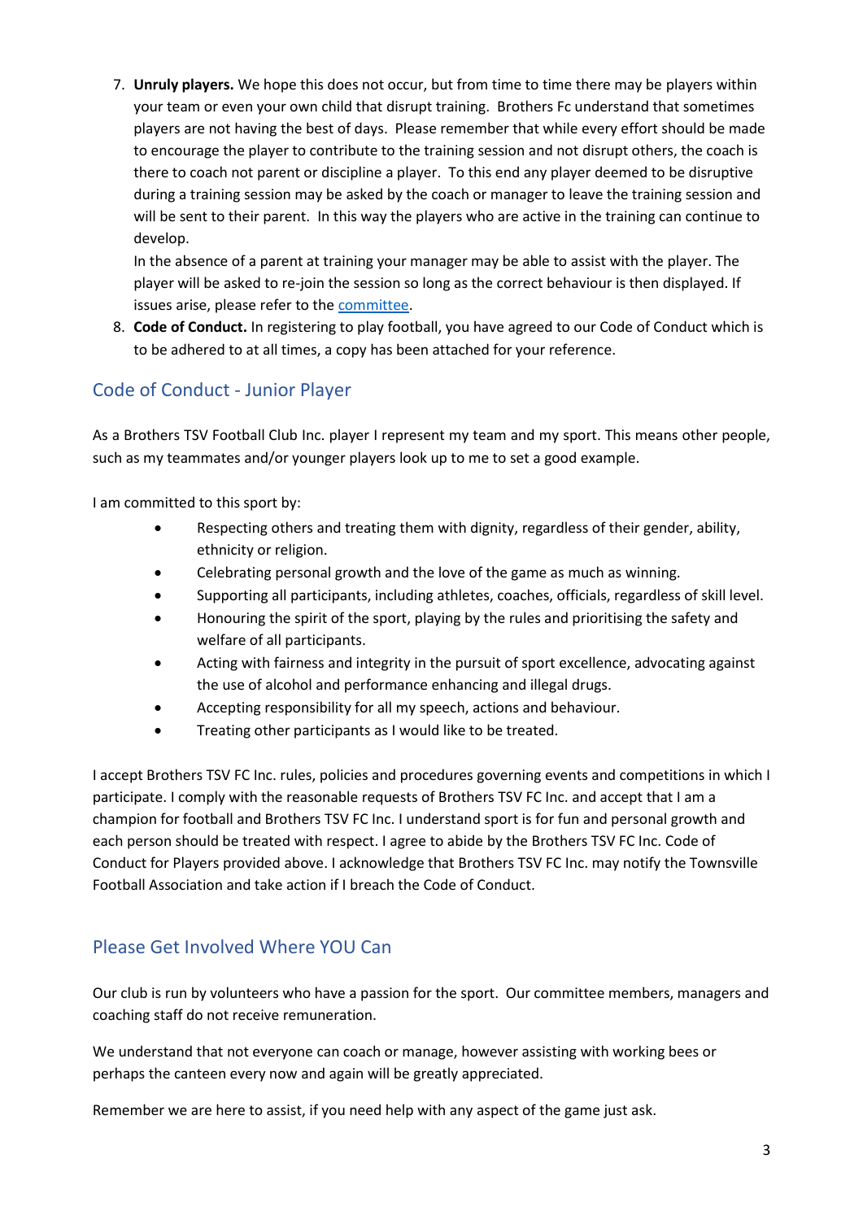7. **Unruly players.** We hope this does not occur, but from time to time there may be players within your team or even your own child that disrupt training. Brothers Fc understand that sometimes players are not having the best of days. Please remember that while every effort should be made to encourage the player to contribute to the training session and not disrupt others, the coach is there to coach not parent or discipline a player. To this end any player deemed to be disruptive during a training session may be asked by the coach or manager to leave the training session and will be sent to their parent. In this way the players who are active in the training can continue to develop.
   In the absence of a parent at training your manager may be able to assist with the player. The player will be asked to re-join the session so long as the correct behaviour is then displayed. If issues arise, please refer to the committee.
8. **Code of Conduct.** In registering to play football, you have agreed to our Code of Conduct which is to be adhered to at all times, a copy has been attached for your reference.

## Code of Conduct - Junior Player

As a Brothers TSV Football Club Inc. player I represent my team and my sport. This means other people, such as my teammates and/or younger players look up to me to set a good example.

I am committed to this sport by:

- Respecting others and treating them with dignity, regardless of their gender, ability, ethnicity or religion.
- Celebrating personal growth and the love of the game as much as winning.
- Supporting all participants, including athletes, coaches, officials, regardless of skill level.
- Honouring the spirit of the sport, playing by the rules and prioritising the safety and welfare of all participants.
- Acting with fairness and integrity in the pursuit of sport excellence, advocating against the use of alcohol and performance enhancing and illegal drugs.
- Accepting responsibility for all my speech, actions and behaviour.
- Treating other participants as I would like to be treated.

I accept Brothers TSV FC Inc. rules, policies and procedures governing events and competitions in which I participate. I comply with the reasonable requests of Brothers TSV FC Inc. and accept that I am a champion for football and Brothers TSV FC Inc. I understand sport is for fun and personal growth and each person should be treated with respect. I agree to abide by the Brothers TSV FC Inc. Code of Conduct for Players provided above. I acknowledge that Brothers TSV FC Inc. may notify the Townsville Football Association and take action if I breach the Code of Conduct.

## Please Get Involved Where YOU Can

Our club is run by volunteers who have a passion for the sport. Our committee members, managers and coaching staff do not receive remuneration.

We understand that not everyone can coach or manage, however assisting with working bees or perhaps the canteen every now and again will be greatly appreciated.

Remember we are here to assist, if you need help with any aspect of the game just ask.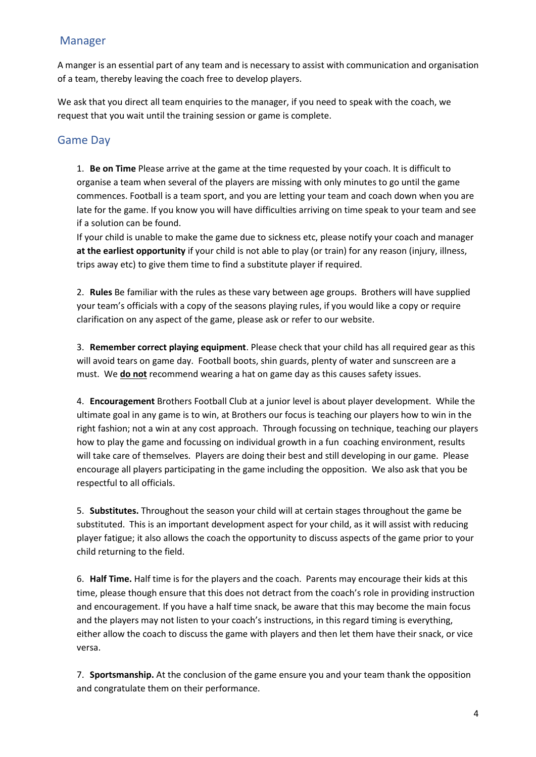## Manager

A manger is an essential part of any team and is necessary to assist with communication and organisation of a team, thereby leaving the coach free to develop players.

We ask that you direct all team enquiries to the manager, if you need to speak with the coach, we request that you wait until the training session or game is complete.

## Game Day

1. **Be on Time** Please arrive at the game at the time requested by your coach. It is difficult to organise a team when several of the players are missing with only minutes to go until the game commences. Football is a team sport, and you are letting your team and coach down when you are late for the game. If you know you will have difficulties arriving on time speak to your team and see if a solution can be found.
   If your child is unable to make the game due to sickness etc, please notify your coach and manager **at the earliest opportunity** if your child is not able to play (or train) for any reason (injury, illness, trips away etc) to give them time to find a substitute player if required.

2. **Rules** Be familiar with the rules as these vary between age groups. Brothers will have supplied your team's officials with a copy of the seasons playing rules, if you would like a copy or require clarification on any aspect of the game, please ask or refer to our website.

3. **Remember correct playing equipment**. Please check that your child has all required gear as this will avoid tears on game day. Football boots, shin guards, plenty of water and sunscreen are a must. We **<u>do not</u>** recommend wearing a hat on game day as this causes safety issues.

4. **Encouragement** Brothers Football Club at a junior level is about player development. While the ultimate goal in any game is to win, at Brothers our focus is teaching our players how to win in the right fashion; not a win at any cost approach. Through focussing on technique, teaching our players how to play the game and focussing on individual growth in a fun coaching environment, results will take care of themselves. Players are doing their best and still developing in our game. Please encourage all players participating in the game including the opposition. We also ask that you be respectful to all officials.

5. **Substitutes.** Throughout the season your child will at certain stages throughout the game be substituted. This is an important development aspect for your child, as it will assist with reducing player fatigue; it also allows the coach the opportunity to discuss aspects of the game prior to your child returning to the field.

6. **Half Time.** Half time is for the players and the coach. Parents may encourage their kids at this time, please though ensure that this does not detract from the coach's role in providing instruction and encouragement. If you have a half time snack, be aware that this may become the main focus and the players may not listen to your coach's instructions, in this regard timing is everything, either allow the coach to discuss the game with players and then let them have their snack, or vice versa.

7. **Sportsmanship.** At the conclusion of the game ensure you and your team thank the opposition and congratulate them on their performance.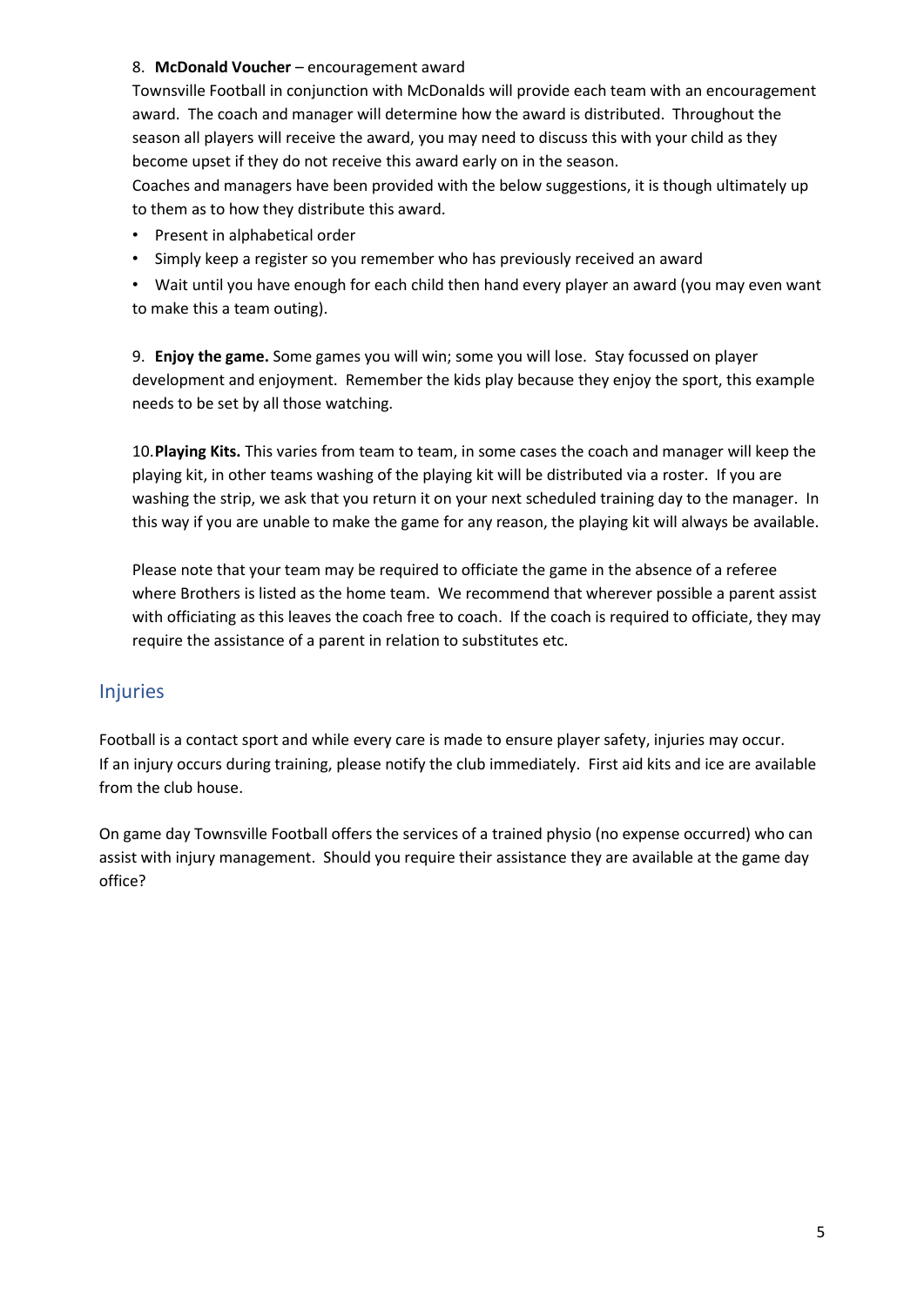8. **McDonald Voucher** – encouragement award

Townsville Football in conjunction with McDonalds will provide each team with an encouragement award. The coach and manager will determine how the award is distributed. Throughout the season all players will receive the award, you may need to discuss this with your child as they become upset if they do not receive this award early on in the season.

Coaches and managers have been provided with the below suggestions, it is though ultimately up to them as to how they distribute this award.

- Present in alphabetical order
- Simply keep a register so you remember who has previously received an award
- Wait until you have enough for each child then hand every player an award (you may even want to make this a team outing).

9. **Enjoy the game.** Some games you will win; some you will lose. Stay focussed on player development and enjoyment. Remember the kids play because they enjoy the sport, this example needs to be set by all those watching.

10. **Playing Kits.** This varies from team to team, in some cases the coach and manager will keep the playing kit, in other teams washing of the playing kit will be distributed via a roster. If you are washing the strip, we ask that you return it on your next scheduled training day to the manager. In this way if you are unable to make the game for any reason, the playing kit will always be available.

Please note that your team may be required to officiate the game in the absence of a referee where Brothers is listed as the home team. We recommend that wherever possible a parent assist with officiating as this leaves the coach free to coach. If the coach is required to officiate, they may require the assistance of a parent in relation to substitutes etc.

## Injuries

Football is a contact sport and while every care is made to ensure player safety, injuries may occur. If an injury occurs during training, please notify the club immediately. First aid kits and ice are available from the club house.

On game day Townsville Football offers the services of a trained physio (no expense occurred) who can assist with injury management. Should you require their assistance they are available at the game day office?